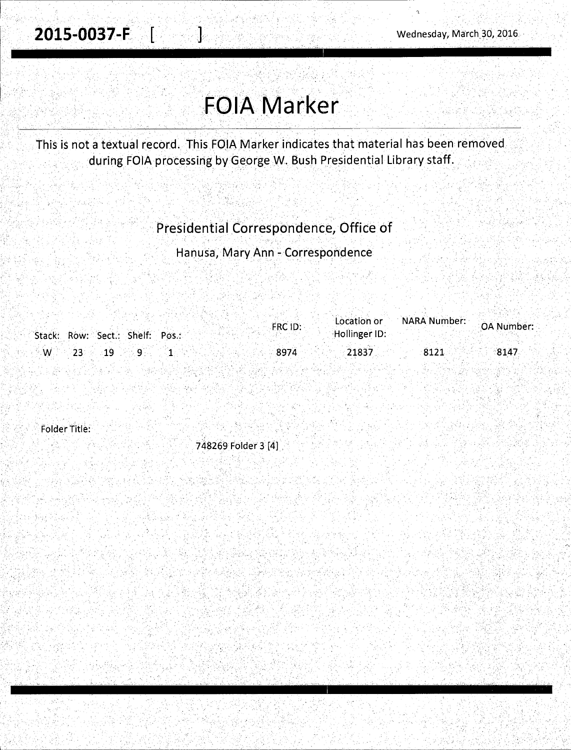**2015-0037-F [ ]** Wednesday, March 30, 2016

# FOIA Marker

This is not a textual record. This FOIA Marker indicates that material has been removed during FOIA processing by George W. Bush Presidential Library staff.

## Presidential Correspondence, Office of

Hanusa, Mary Ann - Correspondence

| Stack: | Row: | Sect.: | Shelf: | Pos.: | FRC ID: | Location or Hollinger ID: | NARA Number: | OA Number: |
|---|---|---|---|---|---|---|---|---|
| W | 23 | 19 | 9 | 1 | 8974 | 21837 | 8121 | 8147 |

Folder Title:

748269 Folder 3 [4]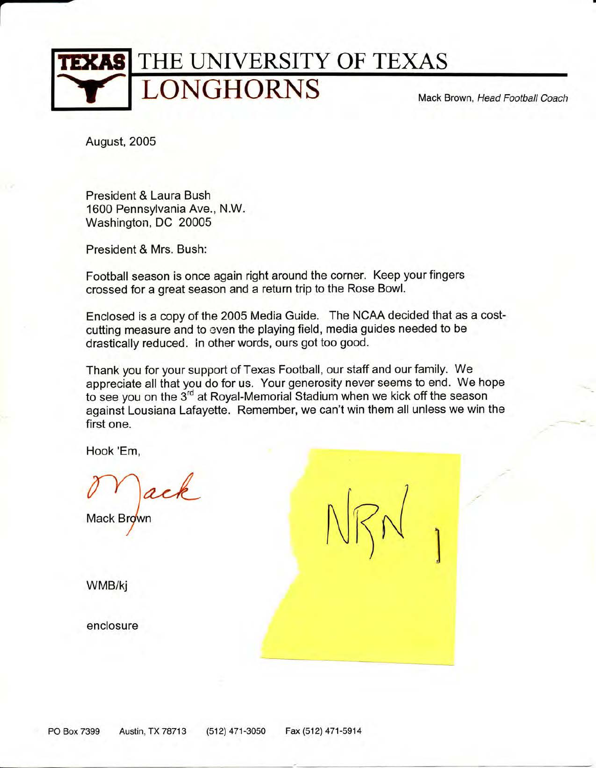# THE UNIVERSITY OF TEXAS
## LONGHORNS

TEXAS

Mack Brown, *Head Football Coach*

August, 2005

President & Laura Bush
1600 Pennsylvania Ave., N.W.
Washington, DC 20005

President & Mrs. Bush:

Football season is once again right around the corner. Keep your fingers crossed for a great season and a return trip to the Rose Bowl.

Enclosed is a copy of the 2005 Media Guide. The NCAA decided that as a cost-cutting measure and to even the playing field, media guides needed to be drastically reduced. In other words, ours got too good.

Thank you for your support of Texas Football, our staff and our family. We appreciate all that you do for us. Your generosity never seems to end. We hope to see you on the 3rd at Royal-Memorial Stadium when we kick off the season against Lousiana Lafayette. Remember, we can't win them all unless we win the first one.

Hook 'Em,

Mack

Mack Brown

NRN

WMB/kj

enclosure

PO Box 7399 Austin, TX 78713 (512) 471-3050 Fax (512) 471-5914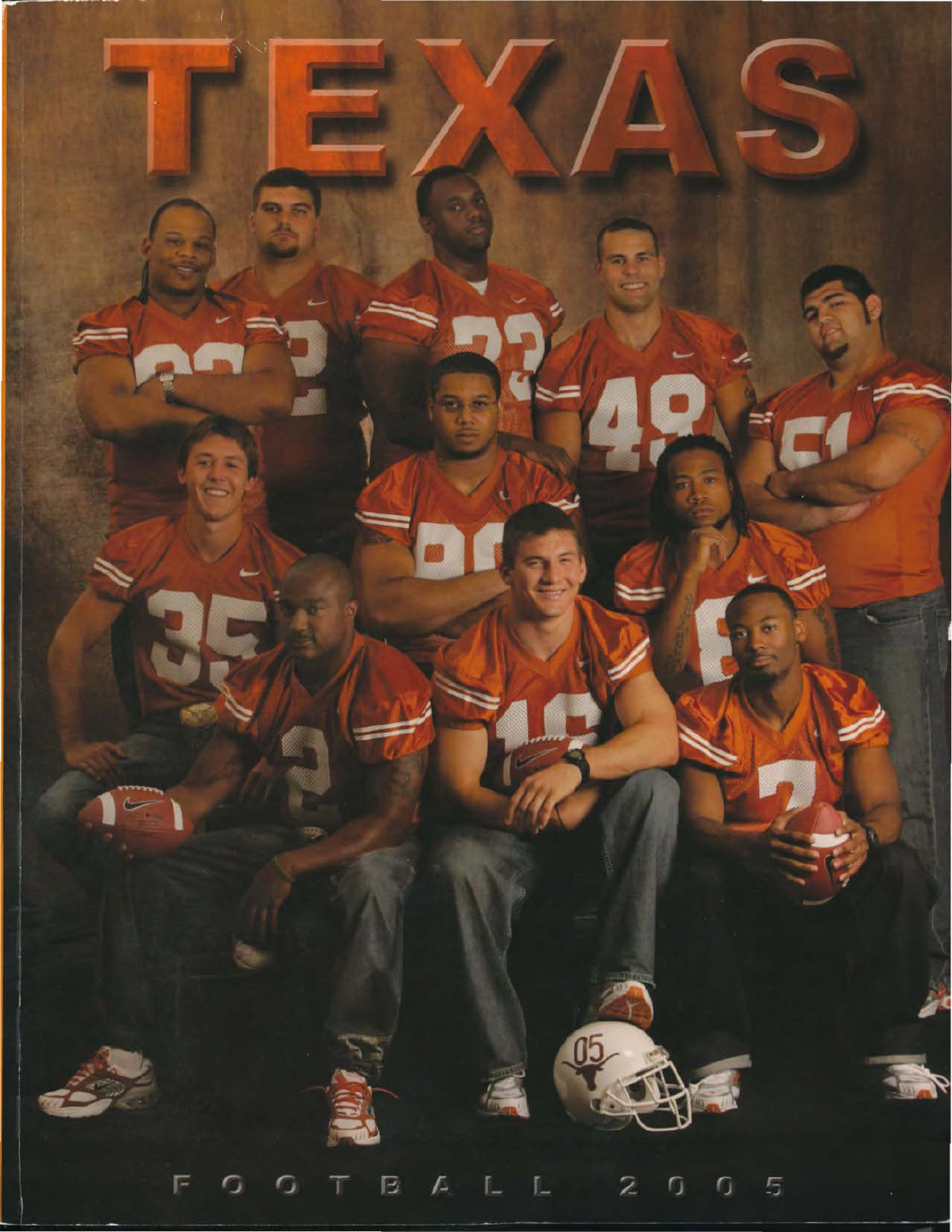# TEXAS

FOOTBALL 2005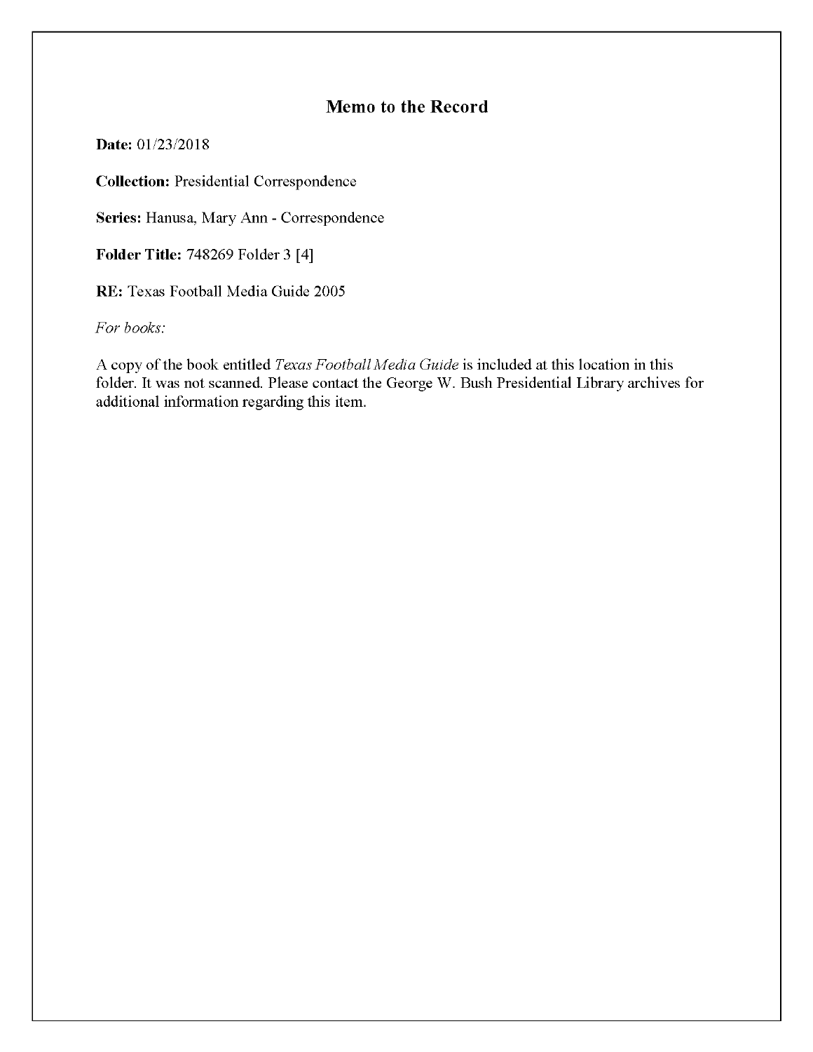# Memo to the Record

**Date:** 01/23/2018

**Collection:** Presidential Correspondence

**Series:** Hanusa, Mary Ann - Correspondence

**Folder Title:** 748269 Folder 3 [4]

**RE:** Texas Football Media Guide 2005

*For books:*

A copy of the book entitled *Texas Football Media Guide* is included at this location in this folder. It was not scanned. Please contact the George W. Bush Presidential Library archives for additional information regarding this item.